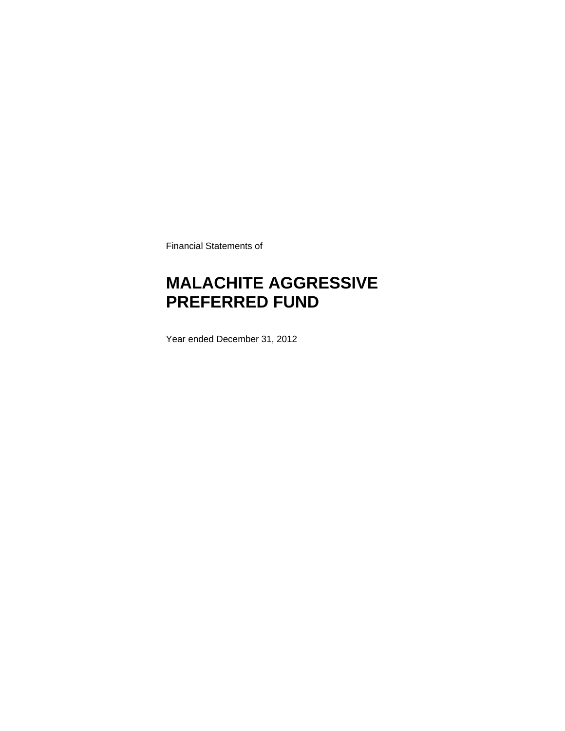Financial Statements of

# MALACHITE AGGRESSIVE PREFERRED FUND

Year ended December 31, 2012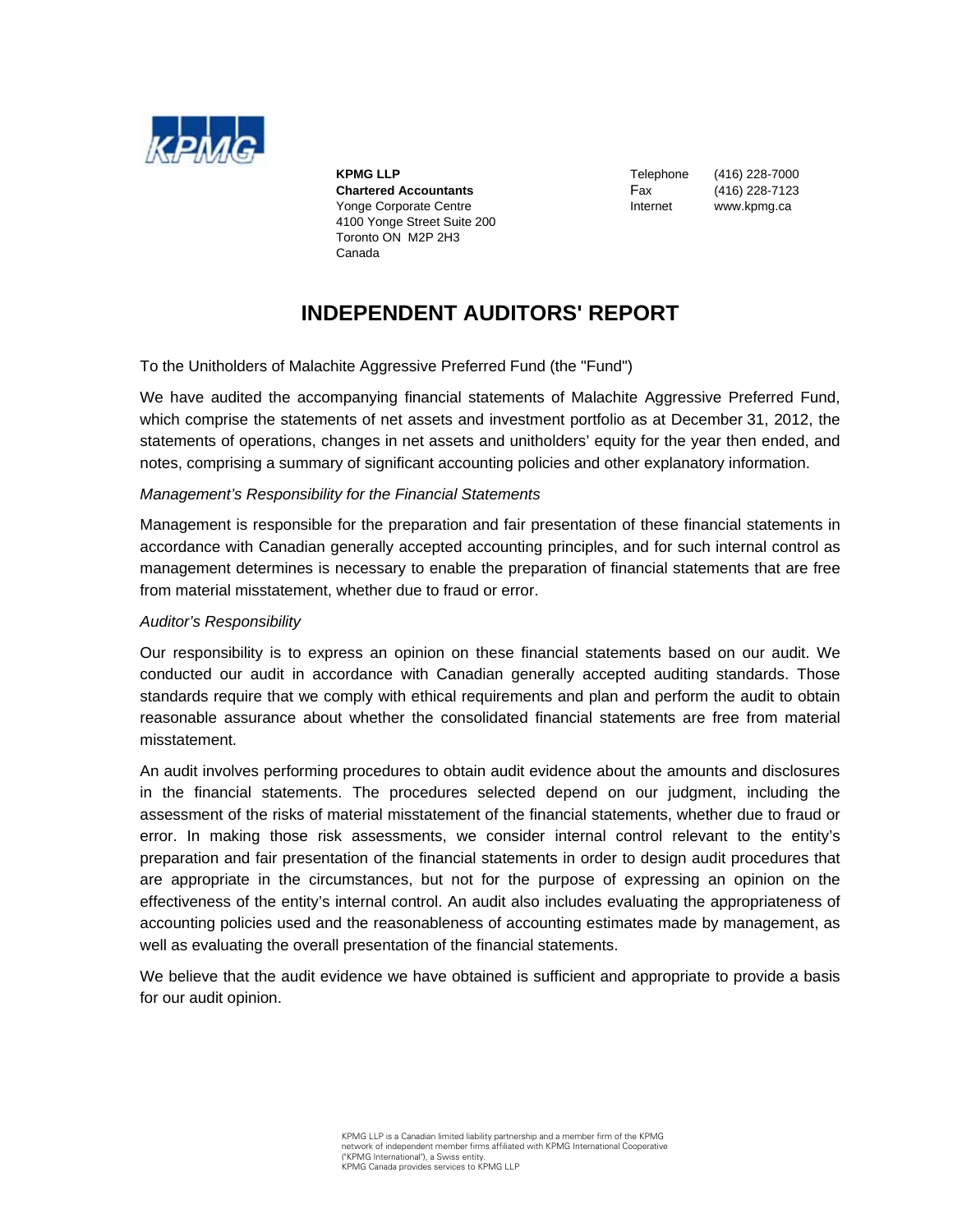**KPMG LLP**
**Chartered Accountants**
Yonge Corporate Centre
4100 Yonge Street Suite 200
Toronto ON M2P 2H3
Canada

Telephone (416) 228-7000
Fax (416) 228-7123
Internet www.kpmg.ca

# INDEPENDENT AUDITORS' REPORT

To the Unitholders of Malachite Aggressive Preferred Fund (the "Fund")

We have audited the accompanying financial statements of Malachite Aggressive Preferred Fund, which comprise the statements of net assets and investment portfolio as at December 31, 2012, the statements of operations, changes in net assets and unitholders' equity for the year then ended, and notes, comprising a summary of significant accounting policies and other explanatory information.

*Management's Responsibility for the Financial Statements*

Management is responsible for the preparation and fair presentation of these financial statements in accordance with Canadian generally accepted accounting principles, and for such internal control as management determines is necessary to enable the preparation of financial statements that are free from material misstatement, whether due to fraud or error.

*Auditor's Responsibility*

Our responsibility is to express an opinion on these financial statements based on our audit. We conducted our audit in accordance with Canadian generally accepted auditing standards. Those standards require that we comply with ethical requirements and plan and perform the audit to obtain reasonable assurance about whether the consolidated financial statements are free from material misstatement.

An audit involves performing procedures to obtain audit evidence about the amounts and disclosures in the financial statements. The procedures selected depend on our judgment, including the assessment of the risks of material misstatement of the financial statements, whether due to fraud or error. In making those risk assessments, we consider internal control relevant to the entity's preparation and fair presentation of the financial statements in order to design audit procedures that are appropriate in the circumstances, but not for the purpose of expressing an opinion on the effectiveness of the entity's internal control. An audit also includes evaluating the appropriateness of accounting policies used and the reasonableness of accounting estimates made by management, as well as evaluating the overall presentation of the financial statements.

We believe that the audit evidence we have obtained is sufficient and appropriate to provide a basis for our audit opinion.

KPMG LLP is a Canadian limited liability partnership and a member firm of the KPMG network of independent member firms affiliated with KPMG International Cooperative ("KPMG International"), a Swiss entity.
KPMG Canada provides services to KPMG LLP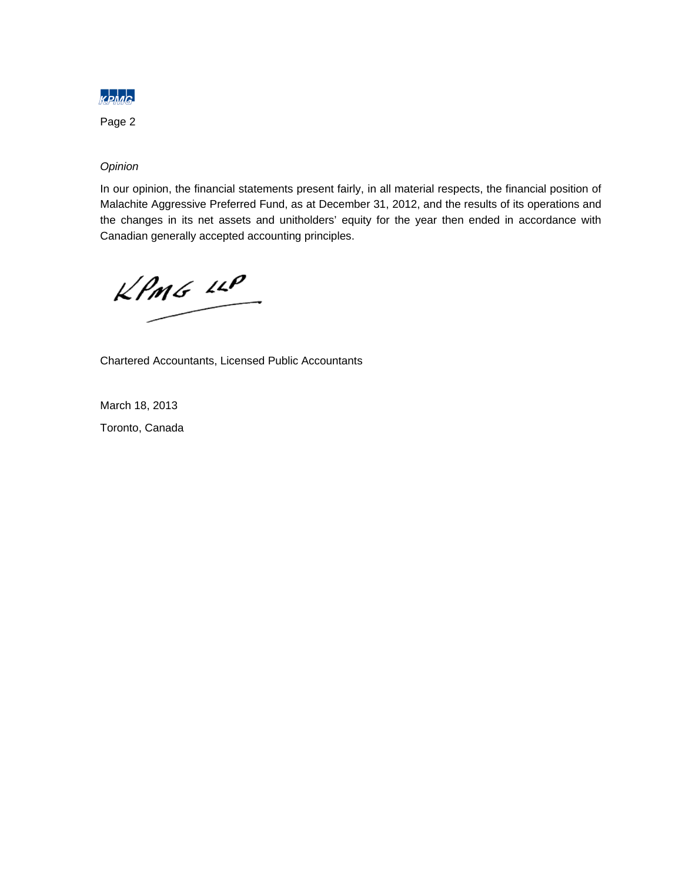*Opinion*

In our opinion, the financial statements present fairly, in all material respects, the financial position of Malachite Aggressive Preferred Fund, as at December 31, 2012, and the results of its operations and the changes in its net assets and unitholders' equity for the year then ended in accordance with Canadian generally accepted accounting principles.

KPMG LLP

Chartered Accountants, Licensed Public Accountants

March 18, 2013

Toronto, Canada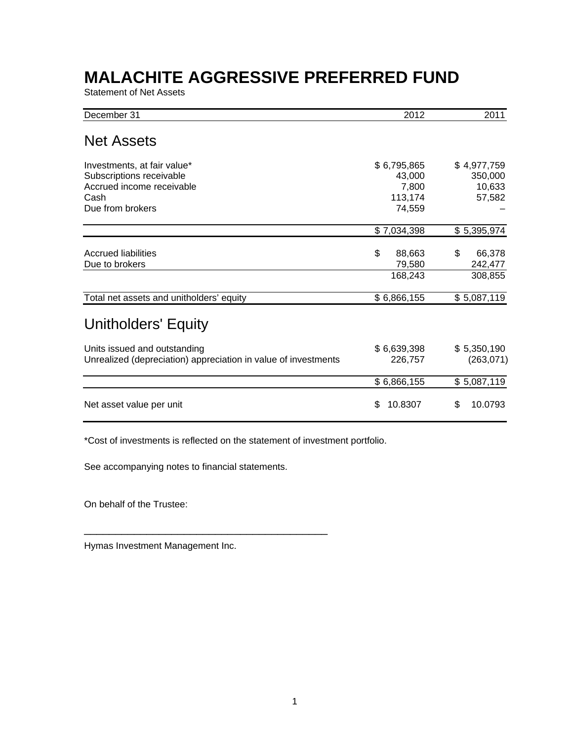# MALACHITE AGGRESSIVE PREFERRED FUND

Statement of Net Assets

| December 31 | 2012 | 2011 |
|---|---|---|
| **Net Assets** | | |
| Investments, at fair value* | $ 6,795,865 | $ 4,977,759 |
| Subscriptions receivable | 43,000 | 350,000 |
| Accrued income receivable | 7,800 | 10,633 |
| Cash | 113,174 | 57,582 |
| Due from brokers | 74,559 | – |
| | $ 7,034,398 | $ 5,395,974 |
| Accrued liabilities | $ 88,663 | $ 66,378 |
| Due to brokers | 79,580 | 242,477 |
| | 168,243 | 308,855 |
| Total net assets and unitholders' equity | $ 6,866,155 | $ 5,087,119 |
| **Unitholders' Equity** | | |
| Units issued and outstanding | $ 6,639,398 | $ 5,350,190 |
| Unrealized (depreciation) appreciation in value of investments | 226,757 | (263,071) |
| | $ 6,866,155 | $ 5,087,119 |
| Net asset value per unit | $ 10.8307 | $ 10.0793 |

*Cost of investments is reflected on the statement of investment portfolio.

See accompanying notes to financial statements.

On behalf of the Trustee:

_______________________________________________

Hymas Investment Management Inc.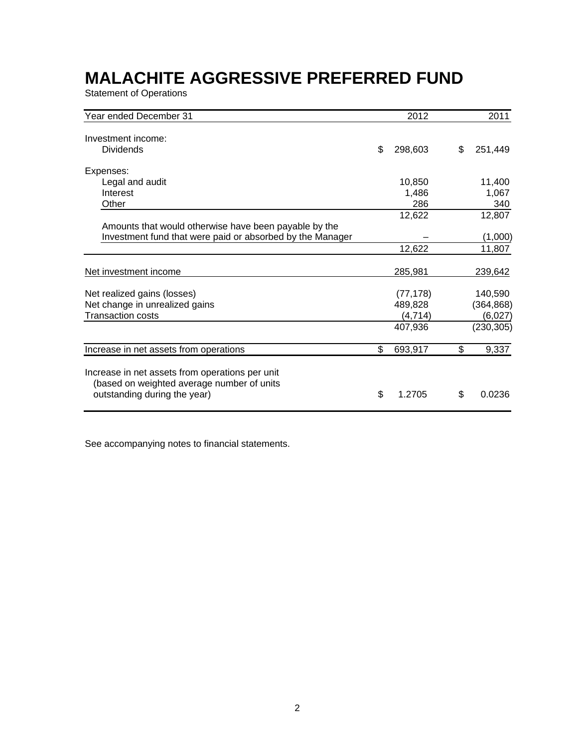# MALACHITE AGGRESSIVE PREFERRED FUND

Statement of Operations

| Year ended December 31 | 2012 | 2011 |
|---|---|---|
| Investment income: | | |
| Dividends | $ 298,603 | $ 251,449 |
| Expenses: | | |
| Legal and audit | 10,850 | 11,400 |
| Interest | 1,486 | 1,067 |
| Other | 286 | 340 |
| | 12,622 | 12,807 |
| Amounts that would otherwise have been payable by the Investment fund that were paid or absorbed by the Manager | – | (1,000) |
| | 12,622 | 11,807 |
| Net investment income | 285,981 | 239,642 |
| Net realized gains (losses) | (77,178) | 140,590 |
| Net change in unrealized gains | 489,828 | (364,868) |
| Transaction costs | (4,714) | (6,027) |
| | 407,936 | (230,305) |
| Increase in net assets from operations | $ 693,917 | $ 9,337 |
| Increase in net assets from operations per unit (based on weighted average number of units outstanding during the year) | $ 1.2705 | $ 0.0236 |

See accompanying notes to financial statements.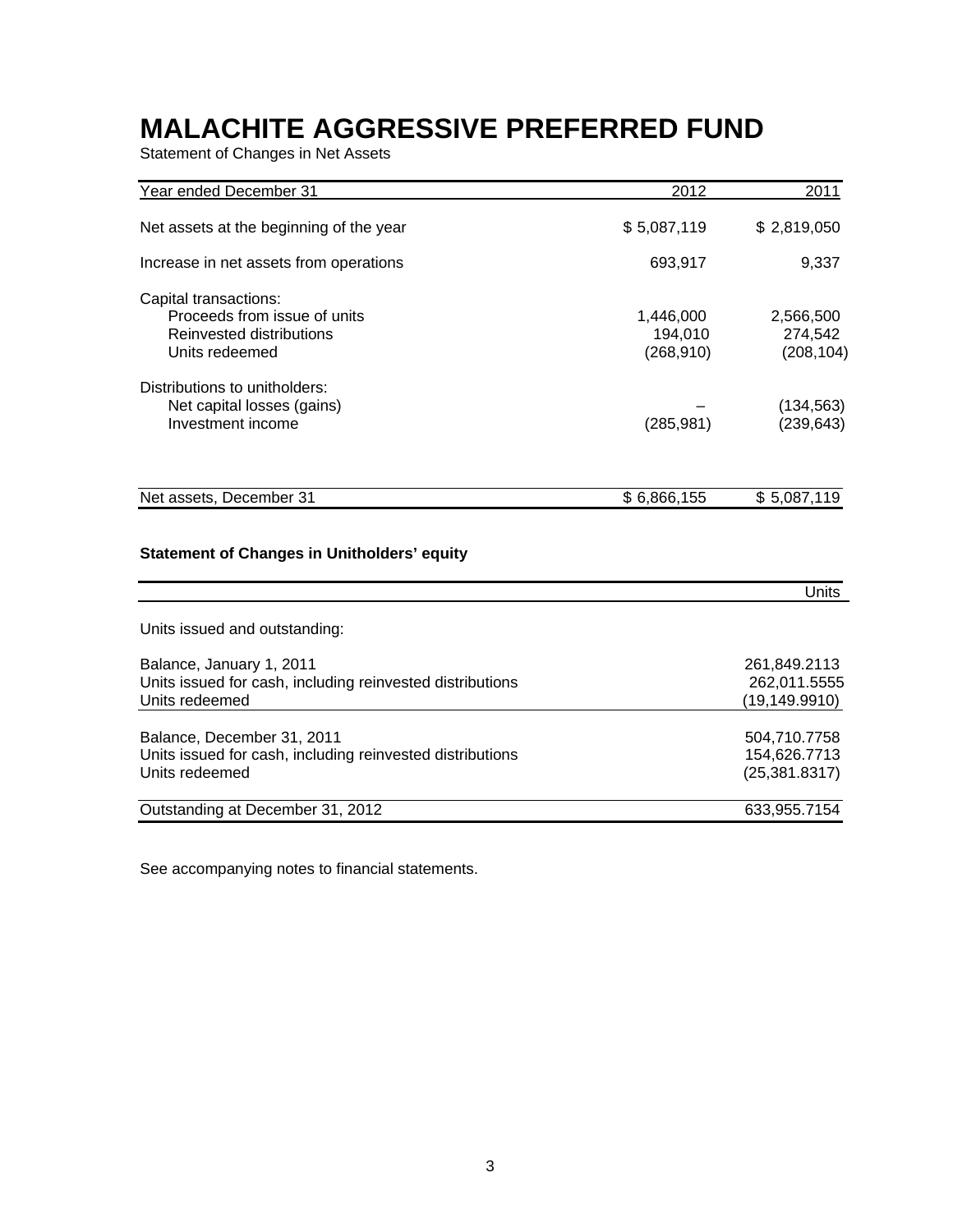# MALACHITE AGGRESSIVE PREFERRED FUND

Statement of Changes in Net Assets

| Year ended December 31 | 2012 | 2011 |
|---|---|---|
| Net assets at the beginning of the year | $ 5,087,119 | $ 2,819,050 |
| Increase in net assets from operations | 693,917 | 9,337 |
| Capital transactions: | | |
| Proceeds from issue of units | 1,446,000 | 2,566,500 |
| Reinvested distributions | 194,010 | 274,542 |
| Units redeemed | (268,910) | (208,104) |
| Distributions to unitholders: | | |
| Net capital losses (gains) | – | (134,563) |
| Investment income | (285,981) | (239,643) |
| Net assets, December 31 | $ 6,866,155 | $ 5,087,119 |

**Statement of Changes in Unitholders' equity**

| | Units |
|---|---|
| Units issued and outstanding: | |
| Balance, January 1, 2011 | 261,849.2113 |
| Units issued for cash, including reinvested distributions | 262,011.5555 |
| Units redeemed | (19,149.9910) |
| Balance, December 31, 2011 | 504,710.7758 |
| Units issued for cash, including reinvested distributions | 154,626.7713 |
| Units redeemed | (25,381.8317) |
| Outstanding at December 31, 2012 | 633,955.7154 |

See accompanying notes to financial statements.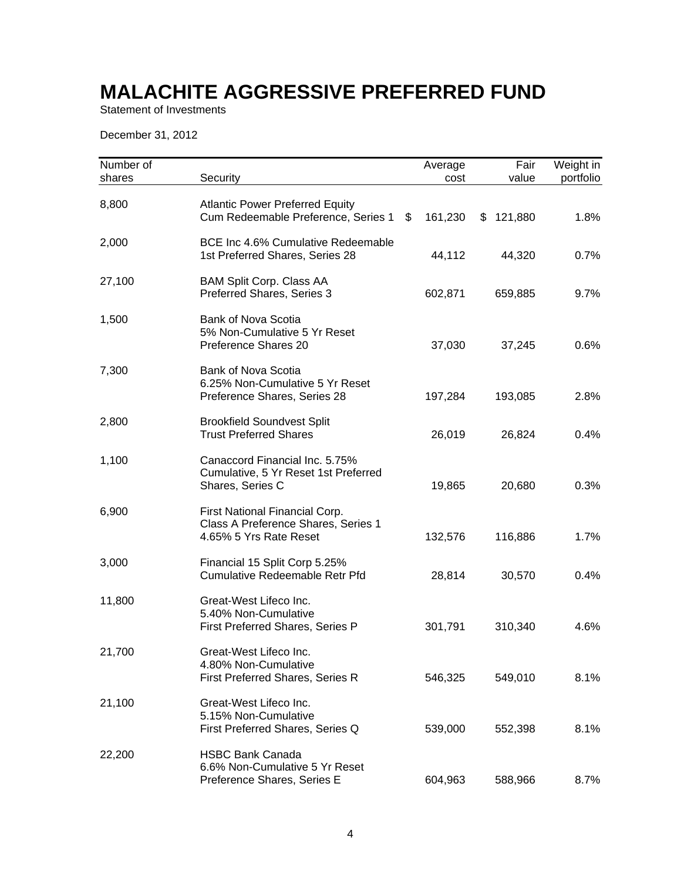# MALACHITE AGGRESSIVE PREFERRED FUND

Statement of Investments

December 31, 2012

| Number of shares | Security | Average cost | Fair value | Weight in portfolio |
|---|---|---|---|---|
| 8,800 | Atlantic Power Preferred Equity Cum Redeemable Preference, Series 1 | $ 161,230 | $ 121,880 | 1.8% |
| 2,000 | BCE Inc 4.6% Cumulative Redeemable 1st Preferred Shares, Series 28 | 44,112 | 44,320 | 0.7% |
| 27,100 | BAM Split Corp. Class AA Preferred Shares, Series 3 | 602,871 | 659,885 | 9.7% |
| 1,500 | Bank of Nova Scotia 5% Non-Cumulative 5 Yr Reset Preference Shares 20 | 37,030 | 37,245 | 0.6% |
| 7,300 | Bank of Nova Scotia 6.25% Non-Cumulative 5 Yr Reset Preference Shares, Series 28 | 197,284 | 193,085 | 2.8% |
| 2,800 | Brookfield Soundvest Split Trust Preferred Shares | 26,019 | 26,824 | 0.4% |
| 1,100 | Canaccord Financial Inc. 5.75% Cumulative, 5 Yr Reset 1st Preferred Shares, Series C | 19,865 | 20,680 | 0.3% |
| 6,900 | First National Financial Corp. Class A Preference Shares, Series 1 4.65% 5 Yrs Rate Reset | 132,576 | 116,886 | 1.7% |
| 3,000 | Financial 15 Split Corp 5.25% Cumulative Redeemable Retr Pfd | 28,814 | 30,570 | 0.4% |
| 11,800 | Great-West Lifeco Inc. 5.40% Non-Cumulative First Preferred Shares, Series P | 301,791 | 310,340 | 4.6% |
| 21,700 | Great-West Lifeco Inc. 4.80% Non-Cumulative First Preferred Shares, Series R | 546,325 | 549,010 | 8.1% |
| 21,100 | Great-West Lifeco Inc. 5.15% Non-Cumulative First Preferred Shares, Series Q | 539,000 | 552,398 | 8.1% |
| 22,200 | HSBC Bank Canada 6.6% Non-Cumulative 5 Yr Reset Preference Shares, Series E | 604,963 | 588,966 | 8.7% |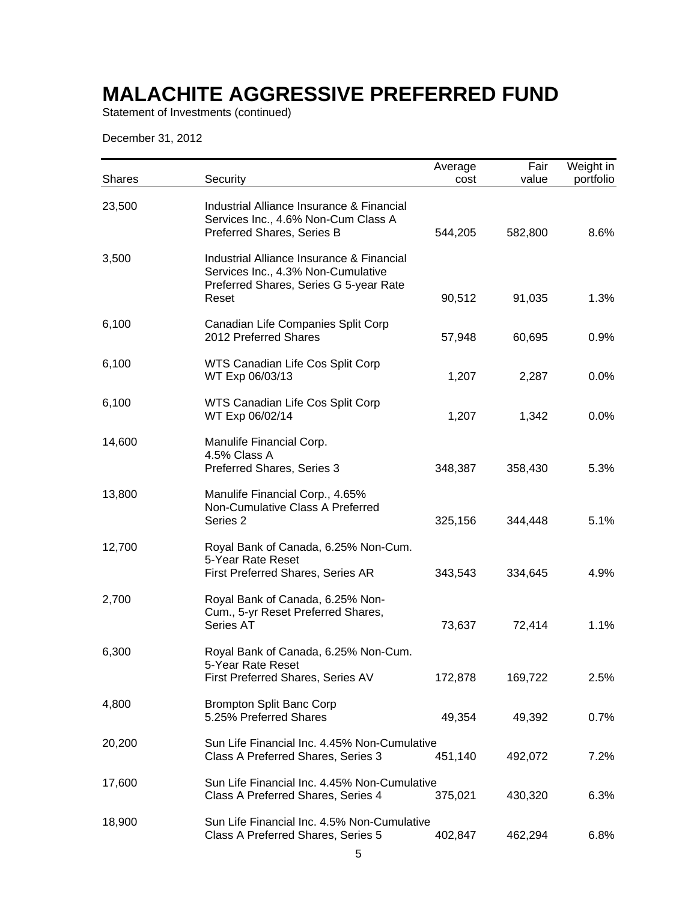# MALACHITE AGGRESSIVE PREFERRED FUND

Statement of Investments (continued)

December 31, 2012

| Shares | Security | Average cost | Fair value | Weight in portfolio |
|---|---|---|---|---|
| 23,500 | Industrial Alliance Insurance & Financial Services Inc., 4.6% Non-Cum Class A Preferred Shares, Series B | 544,205 | 582,800 | 8.6% |
| 3,500 | Industrial Alliance Insurance & Financial Services Inc., 4.3% Non-Cumulative Preferred Shares, Series G 5-year Rate Reset | 90,512 | 91,035 | 1.3% |
| 6,100 | Canadian Life Companies Split Corp 2012 Preferred Shares | 57,948 | 60,695 | 0.9% |
| 6,100 | WTS Canadian Life Cos Split Corp WT Exp 06/03/13 | 1,207 | 2,287 | 0.0% |
| 6,100 | WTS Canadian Life Cos Split Corp WT Exp 06/02/14 | 1,207 | 1,342 | 0.0% |
| 14,600 | Manulife Financial Corp. 4.5% Class A Preferred Shares, Series 3 | 348,387 | 358,430 | 5.3% |
| 13,800 | Manulife Financial Corp., 4.65% Non-Cumulative Class A Preferred Series 2 | 325,156 | 344,448 | 5.1% |
| 12,700 | Royal Bank of Canada, 6.25% Non-Cum. 5-Year Rate Reset First Preferred Shares, Series AR | 343,543 | 334,645 | 4.9% |
| 2,700 | Royal Bank of Canada, 6.25% Non-Cum., 5-yr Reset Preferred Shares, Series AT | 73,637 | 72,414 | 1.1% |
| 6,300 | Royal Bank of Canada, 6.25% Non-Cum. 5-Year Rate Reset First Preferred Shares, Series AV | 172,878 | 169,722 | 2.5% |
| 4,800 | Brompton Split Banc Corp 5.25% Preferred Shares | 49,354 | 49,392 | 0.7% |
| 20,200 | Sun Life Financial Inc. 4.45% Non-Cumulative Class A Preferred Shares, Series 3 | 451,140 | 492,072 | 7.2% |
| 17,600 | Sun Life Financial Inc. 4.45% Non-Cumulative Class A Preferred Shares, Series 4 | 375,021 | 430,320 | 6.3% |
| 18,900 | Sun Life Financial Inc. 4.5% Non-Cumulative Class A Preferred Shares, Series 5 | 402,847 | 462,294 | 6.8% |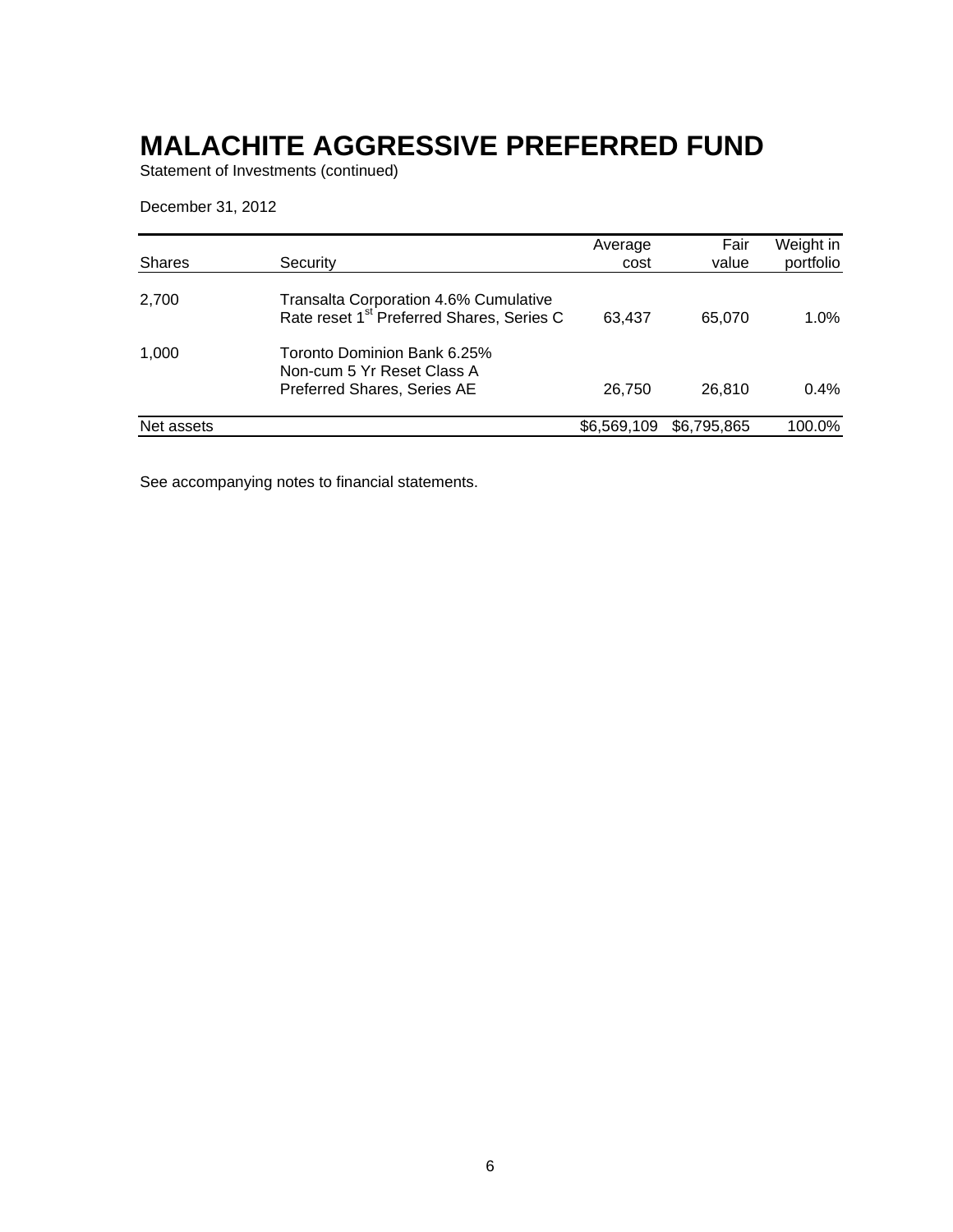# MALACHITE AGGRESSIVE PREFERRED FUND

Statement of Investments (continued)

December 31, 2012

| Shares | Security | Average cost | Fair value | Weight in portfolio |
|---|---|---|---|---|
| 2,700 | Transalta Corporation 4.6% Cumulative Rate reset 1st Preferred Shares, Series C | 63,437 | 65,070 | 1.0% |
| 1,000 | Toronto Dominion Bank 6.25% Non-cum 5 Yr Reset Class A Preferred Shares, Series AE | 26,750 | 26,810 | 0.4% |
| Net assets | | $6,569,109 | $6,795,865 | 100.0% |

See accompanying notes to financial statements.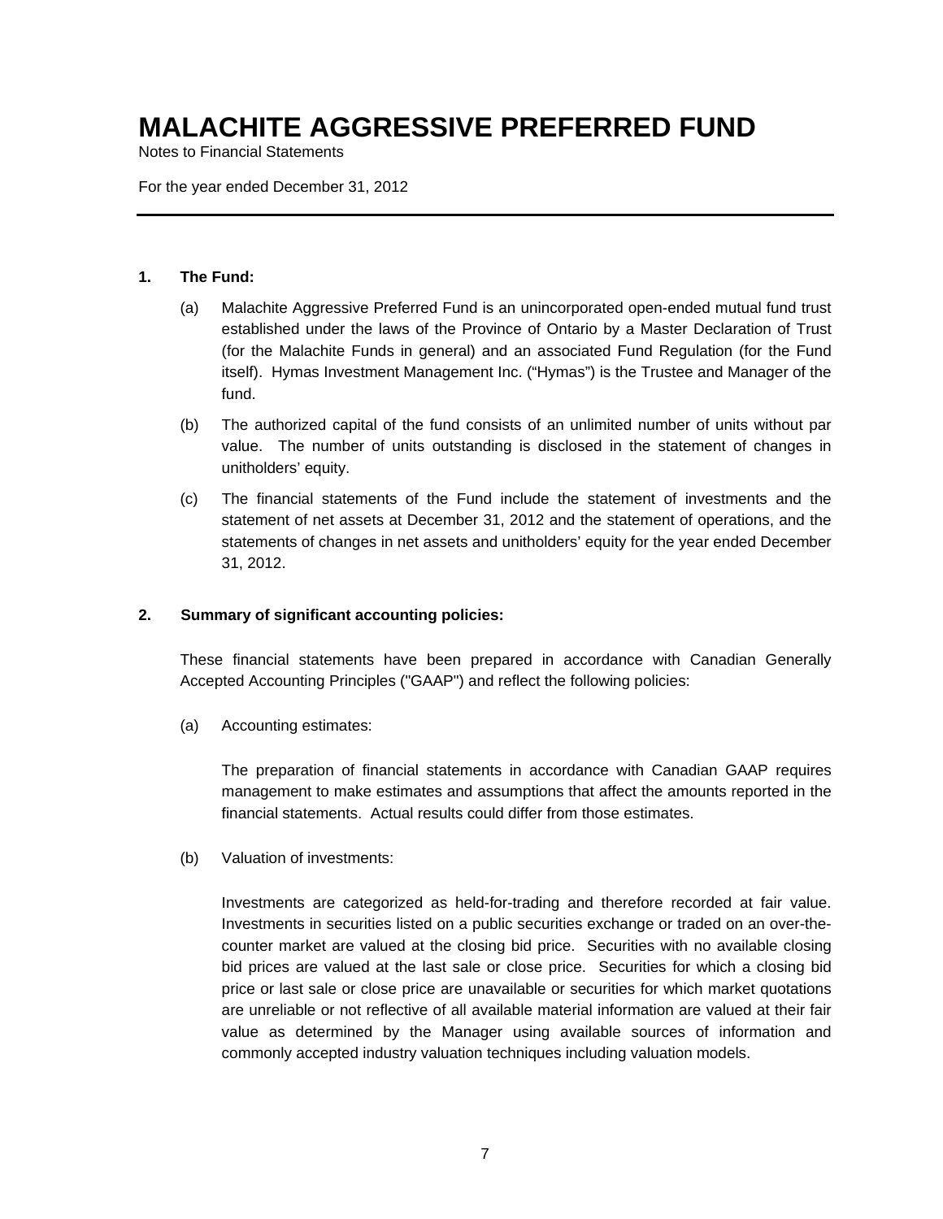# MALACHITE AGGRESSIVE PREFERRED FUND

Notes to Financial Statements

For the year ended December 31, 2012

---

**1. The Fund:**

(a) Malachite Aggressive Preferred Fund is an unincorporated open-ended mutual fund trust established under the laws of the Province of Ontario by a Master Declaration of Trust (for the Malachite Funds in general) and an associated Fund Regulation (for the Fund itself). Hymas Investment Management Inc. ("Hymas") is the Trustee and Manager of the fund.

(b) The authorized capital of the fund consists of an unlimited number of units without par value. The number of units outstanding is disclosed in the statement of changes in unitholders' equity.

(c) The financial statements of the Fund include the statement of investments and the statement of net assets at December 31, 2012 and the statement of operations, and the statements of changes in net assets and unitholders' equity for the year ended December 31, 2012.

**2. Summary of significant accounting policies:**

These financial statements have been prepared in accordance with Canadian Generally Accepted Accounting Principles ("GAAP") and reflect the following policies:

(a) Accounting estimates:

The preparation of financial statements in accordance with Canadian GAAP requires management to make estimates and assumptions that affect the amounts reported in the financial statements. Actual results could differ from those estimates.

(b) Valuation of investments:

Investments are categorized as held-for-trading and therefore recorded at fair value. Investments in securities listed on a public securities exchange or traded on an over-the-counter market are valued at the closing bid price. Securities with no available closing bid prices are valued at the last sale or close price. Securities for which a closing bid price or last sale or close price are unavailable or securities for which market quotations are unreliable or not reflective of all available material information are valued at their fair value as determined by the Manager using available sources of information and commonly accepted industry valuation techniques including valuation models.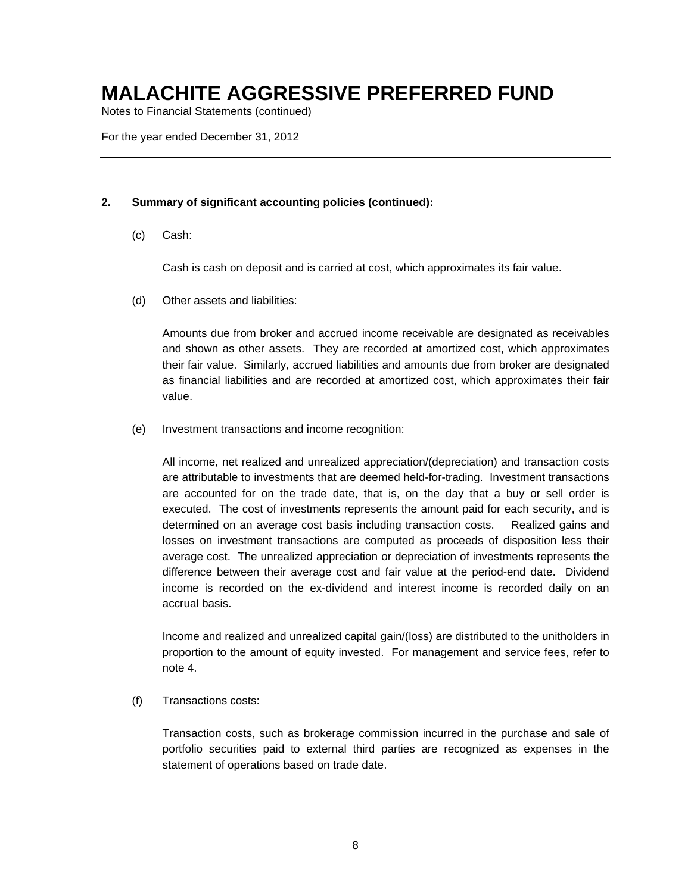# MALACHITE AGGRESSIVE PREFERRED FUND

Notes to Financial Statements (continued)

For the year ended December 31, 2012

**2. Summary of significant accounting policies (continued):**

(c) Cash:

Cash is cash on deposit and is carried at cost, which approximates its fair value.

(d) Other assets and liabilities:

Amounts due from broker and accrued income receivable are designated as receivables and shown as other assets. They are recorded at amortized cost, which approximates their fair value. Similarly, accrued liabilities and amounts due from broker are designated as financial liabilities and are recorded at amortized cost, which approximates their fair value.

(e) Investment transactions and income recognition:

All income, net realized and unrealized appreciation/(depreciation) and transaction costs are attributable to investments that are deemed held-for-trading. Investment transactions are accounted for on the trade date, that is, on the day that a buy or sell order is executed. The cost of investments represents the amount paid for each security, and is determined on an average cost basis including transaction costs. Realized gains and losses on investment transactions are computed as proceeds of disposition less their average cost. The unrealized appreciation or depreciation of investments represents the difference between their average cost and fair value at the period-end date. Dividend income is recorded on the ex-dividend and interest income is recorded daily on an accrual basis.

Income and realized and unrealized capital gain/(loss) are distributed to the unitholders in proportion to the amount of equity invested. For management and service fees, refer to note 4.

(f) Transactions costs:

Transaction costs, such as brokerage commission incurred in the purchase and sale of portfolio securities paid to external third parties are recognized as expenses in the statement of operations based on trade date.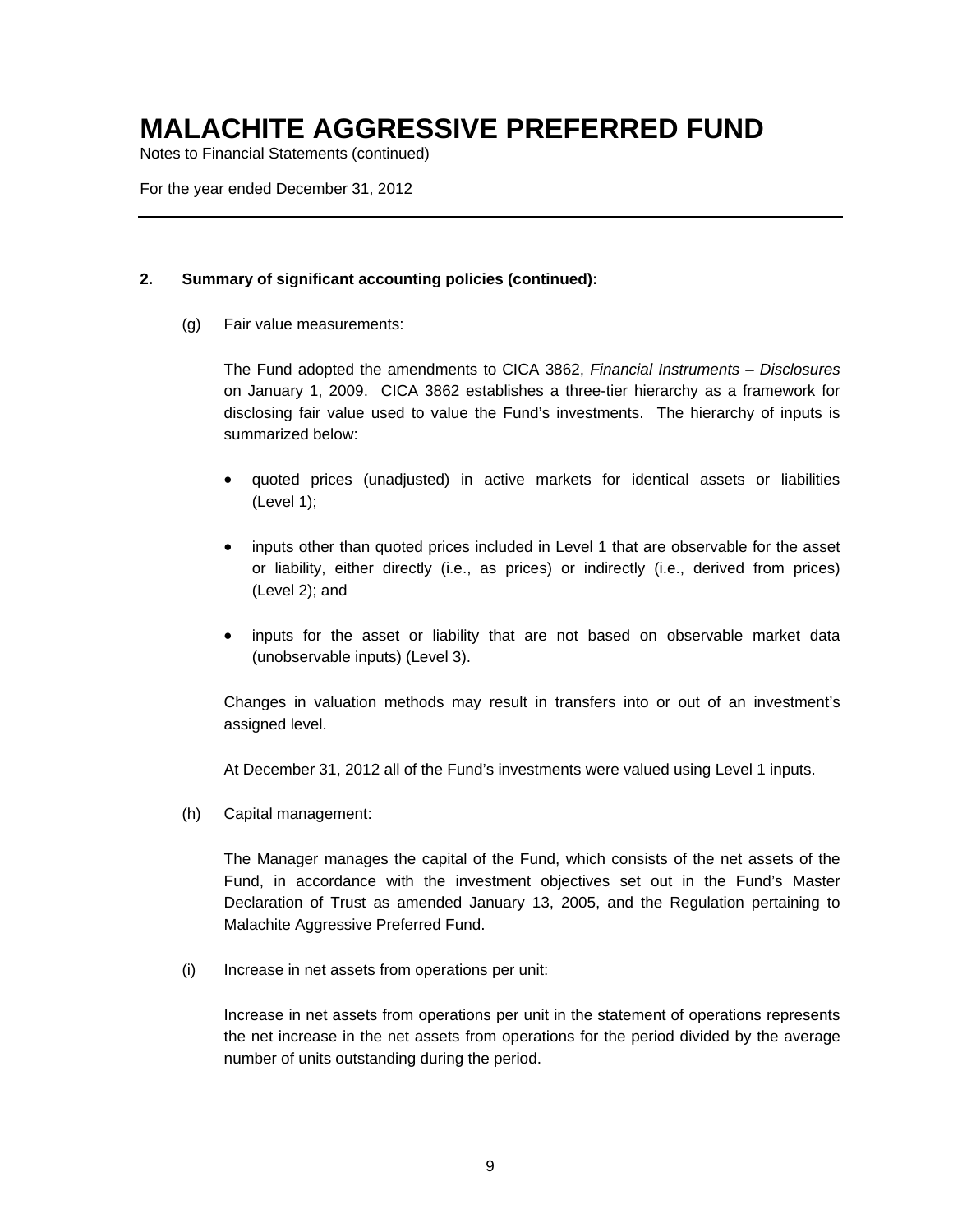# MALACHITE AGGRESSIVE PREFERRED FUND

Notes to Financial Statements (continued)

For the year ended December 31, 2012

**2. Summary of significant accounting policies (continued):**

(g) Fair value measurements:

The Fund adopted the amendments to CICA 3862, *Financial Instruments – Disclosures* on January 1, 2009. CICA 3862 establishes a three-tier hierarchy as a framework for disclosing fair value used to value the Fund's investments. The hierarchy of inputs is summarized below:

- quoted prices (unadjusted) in active markets for identical assets or liabilities (Level 1);
- inputs other than quoted prices included in Level 1 that are observable for the asset or liability, either directly (i.e., as prices) or indirectly (i.e., derived from prices) (Level 2); and
- inputs for the asset or liability that are not based on observable market data (unobservable inputs) (Level 3).

Changes in valuation methods may result in transfers into or out of an investment's assigned level.

At December 31, 2012 all of the Fund's investments were valued using Level 1 inputs.

(h) Capital management:

The Manager manages the capital of the Fund, which consists of the net assets of the Fund, in accordance with the investment objectives set out in the Fund's Master Declaration of Trust as amended January 13, 2005, and the Regulation pertaining to Malachite Aggressive Preferred Fund.

(i) Increase in net assets from operations per unit:

Increase in net assets from operations per unit in the statement of operations represents the net increase in the net assets from operations for the period divided by the average number of units outstanding during the period.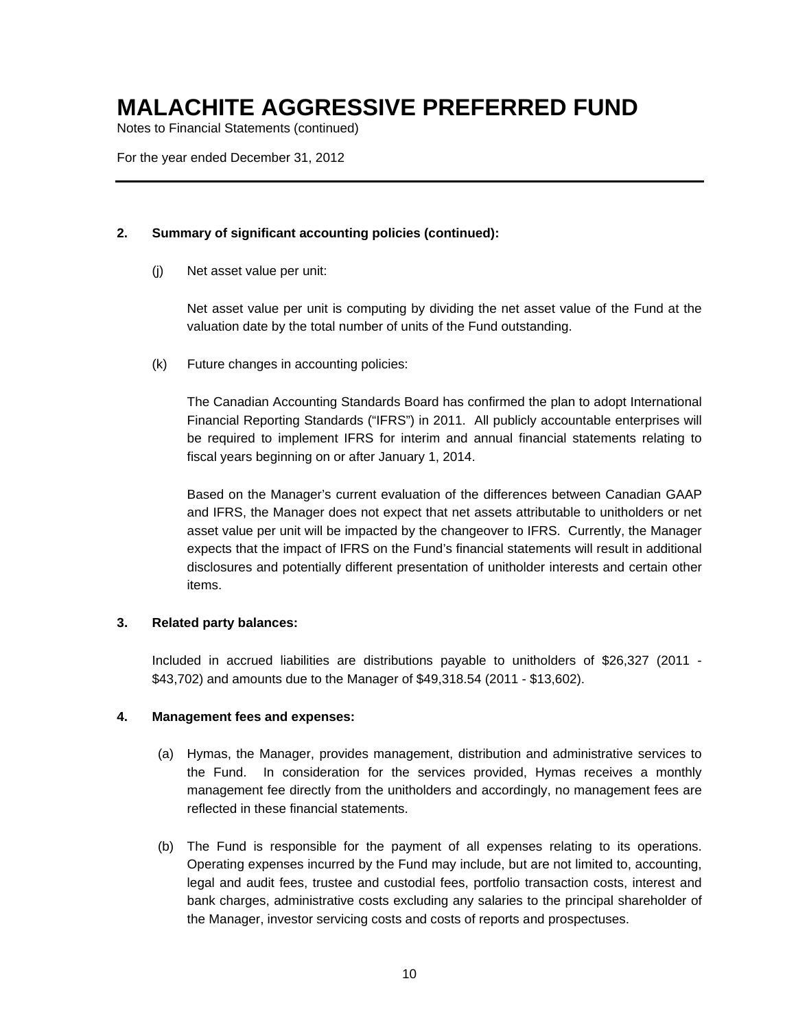# MALACHITE AGGRESSIVE PREFERRED FUND

Notes to Financial Statements (continued)

For the year ended December 31, 2012

---

**2. Summary of significant accounting policies (continued):**

(j) Net asset value per unit:

Net asset value per unit is computing by dividing the net asset value of the Fund at the valuation date by the total number of units of the Fund outstanding.

(k) Future changes in accounting policies:

The Canadian Accounting Standards Board has confirmed the plan to adopt International Financial Reporting Standards ("IFRS") in 2011. All publicly accountable enterprises will be required to implement IFRS for interim and annual financial statements relating to fiscal years beginning on or after January 1, 2014.

Based on the Manager's current evaluation of the differences between Canadian GAAP and IFRS, the Manager does not expect that net assets attributable to unitholders or net asset value per unit will be impacted by the changeover to IFRS. Currently, the Manager expects that the impact of IFRS on the Fund's financial statements will result in additional disclosures and potentially different presentation of unitholder interests and certain other items.

**3. Related party balances:**

Included in accrued liabilities are distributions payable to unitholders of $26,327 (2011 - $43,702) and amounts due to the Manager of $49,318.54 (2011 - $13,602).

**4. Management fees and expenses:**

(a) Hymas, the Manager, provides management, distribution and administrative services to the Fund. In consideration for the services provided, Hymas receives a monthly management fee directly from the unitholders and accordingly, no management fees are reflected in these financial statements.

(b) The Fund is responsible for the payment of all expenses relating to its operations. Operating expenses incurred by the Fund may include, but are not limited to, accounting, legal and audit fees, trustee and custodial fees, portfolio transaction costs, interest and bank charges, administrative costs excluding any salaries to the principal shareholder of the Manager, investor servicing costs and costs of reports and prospectuses.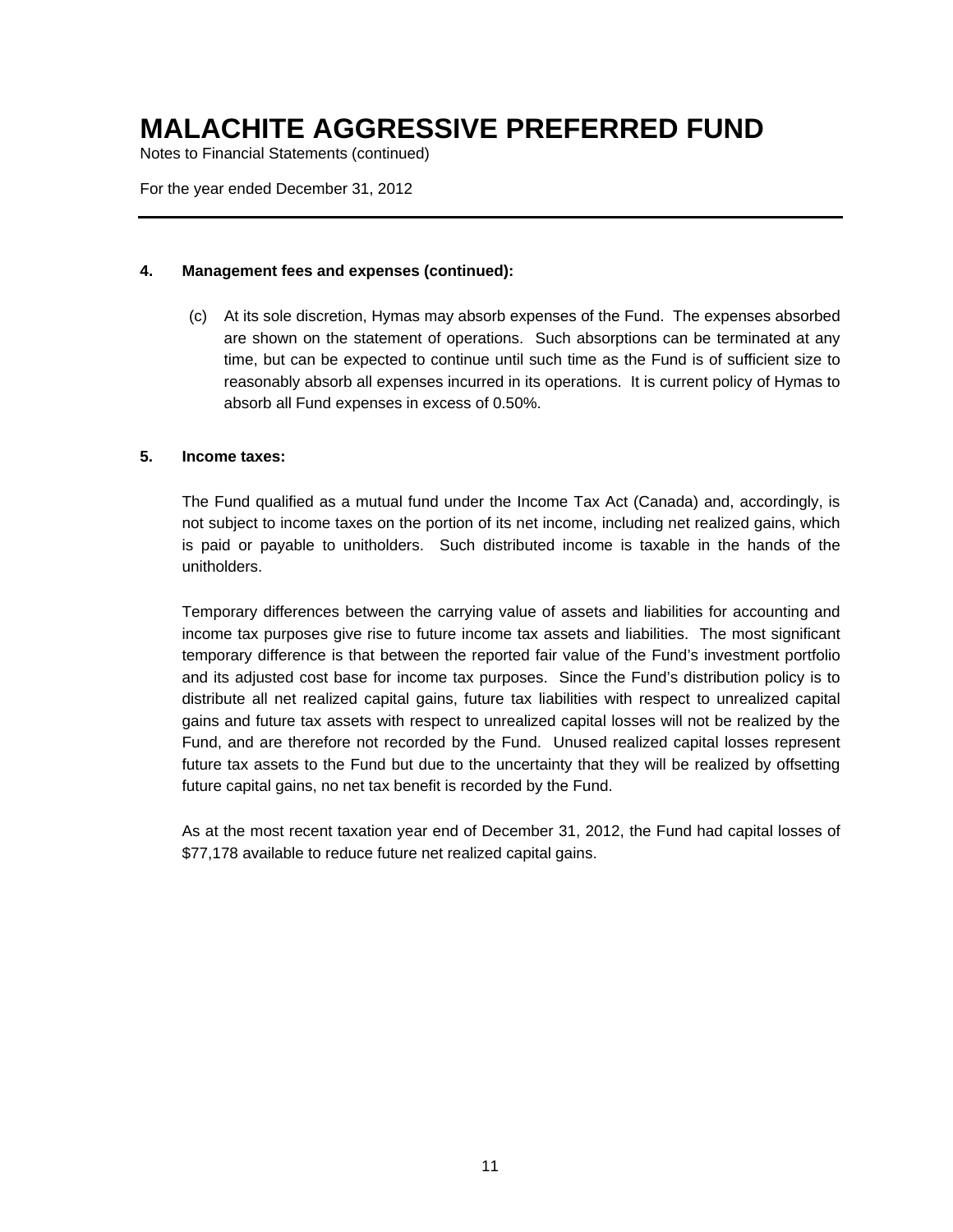# MALACHITE AGGRESSIVE PREFERRED FUND

Notes to Financial Statements (continued)

For the year ended December 31, 2012

---

**4. Management fees and expenses (continued):**

(c) At its sole discretion, Hymas may absorb expenses of the Fund. The expenses absorbed are shown on the statement of operations. Such absorptions can be terminated at any time, but can be expected to continue until such time as the Fund is of sufficient size to reasonably absorb all expenses incurred in its operations. It is current policy of Hymas to absorb all Fund expenses in excess of 0.50%.

**5. Income taxes:**

The Fund qualified as a mutual fund under the Income Tax Act (Canada) and, accordingly, is not subject to income taxes on the portion of its net income, including net realized gains, which is paid or payable to unitholders. Such distributed income is taxable in the hands of the unitholders.

Temporary differences between the carrying value of assets and liabilities for accounting and income tax purposes give rise to future income tax assets and liabilities. The most significant temporary difference is that between the reported fair value of the Fund's investment portfolio and its adjusted cost base for income tax purposes. Since the Fund's distribution policy is to distribute all net realized capital gains, future tax liabilities with respect to unrealized capital gains and future tax assets with respect to unrealized capital losses will not be realized by the Fund, and are therefore not recorded by the Fund. Unused realized capital losses represent future tax assets to the Fund but due to the uncertainty that they will be realized by offsetting future capital gains, no net tax benefit is recorded by the Fund.

As at the most recent taxation year end of December 31, 2012, the Fund had capital losses of $77,178 available to reduce future net realized capital gains.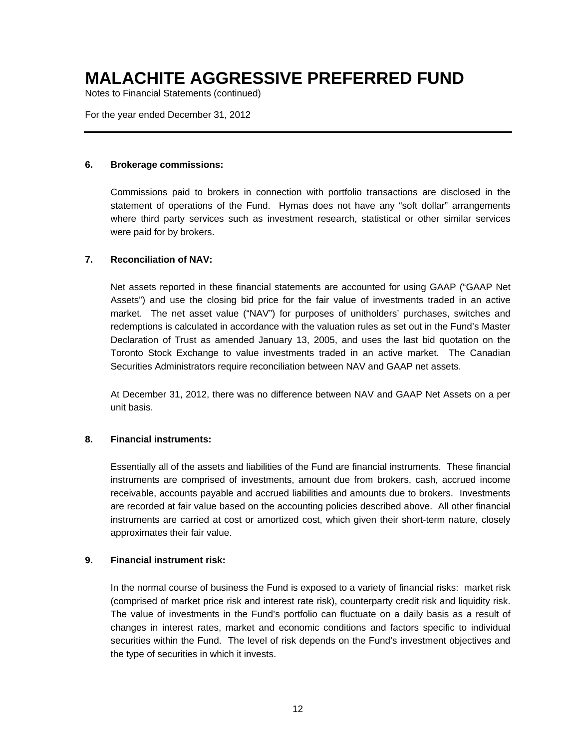# MALACHITE AGGRESSIVE PREFERRED FUND

Notes to Financial Statements (continued)

For the year ended December 31, 2012

**6. Brokerage commissions:**

Commissions paid to brokers in connection with portfolio transactions are disclosed in the statement of operations of the Fund. Hymas does not have any "soft dollar" arrangements where third party services such as investment research, statistical or other similar services were paid for by brokers.

**7. Reconciliation of NAV:**

Net assets reported in these financial statements are accounted for using GAAP ("GAAP Net Assets") and use the closing bid price for the fair value of investments traded in an active market. The net asset value ("NAV") for purposes of unitholders' purchases, switches and redemptions is calculated in accordance with the valuation rules as set out in the Fund's Master Declaration of Trust as amended January 13, 2005, and uses the last bid quotation on the Toronto Stock Exchange to value investments traded in an active market. The Canadian Securities Administrators require reconciliation between NAV and GAAP net assets.

At December 31, 2012, there was no difference between NAV and GAAP Net Assets on a per unit basis.

**8. Financial instruments:**

Essentially all of the assets and liabilities of the Fund are financial instruments. These financial instruments are comprised of investments, amount due from brokers, cash, accrued income receivable, accounts payable and accrued liabilities and amounts due to brokers. Investments are recorded at fair value based on the accounting policies described above. All other financial instruments are carried at cost or amortized cost, which given their short-term nature, closely approximates their fair value.

**9. Financial instrument risk:**

In the normal course of business the Fund is exposed to a variety of financial risks: market risk (comprised of market price risk and interest rate risk), counterparty credit risk and liquidity risk. The value of investments in the Fund's portfolio can fluctuate on a daily basis as a result of changes in interest rates, market and economic conditions and factors specific to individual securities within the Fund. The level of risk depends on the Fund's investment objectives and the type of securities in which it invests.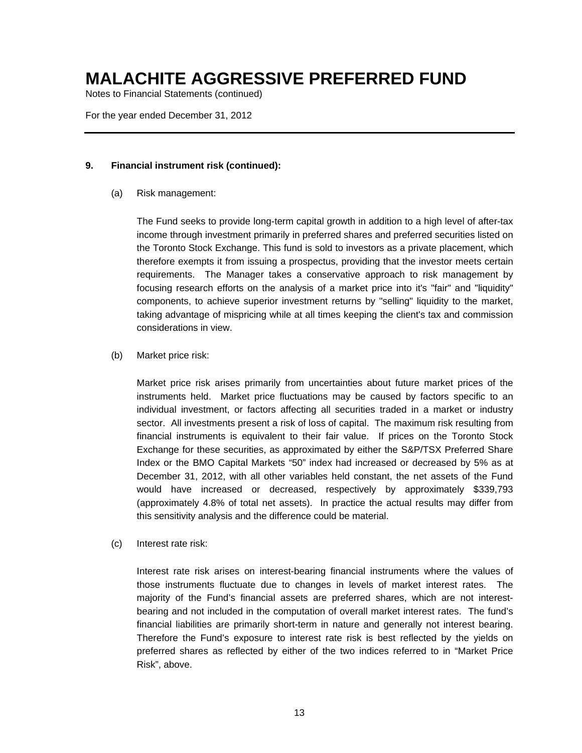# MALACHITE AGGRESSIVE PREFERRED FUND

Notes to Financial Statements (continued)

For the year ended December 31, 2012

**9. Financial instrument risk (continued):**

(a) Risk management:

The Fund seeks to provide long-term capital growth in addition to a high level of after-tax income through investment primarily in preferred shares and preferred securities listed on the Toronto Stock Exchange. This fund is sold to investors as a private placement, which therefore exempts it from issuing a prospectus, providing that the investor meets certain requirements. The Manager takes a conservative approach to risk management by focusing research efforts on the analysis of a market price into it's "fair" and "liquidity" components, to achieve superior investment returns by "selling" liquidity to the market, taking advantage of mispricing while at all times keeping the client's tax and commission considerations in view.

(b) Market price risk:

Market price risk arises primarily from uncertainties about future market prices of the instruments held. Market price fluctuations may be caused by factors specific to an individual investment, or factors affecting all securities traded in a market or industry sector. All investments present a risk of loss of capital. The maximum risk resulting from financial instruments is equivalent to their fair value. If prices on the Toronto Stock Exchange for these securities, as approximated by either the S&P/TSX Preferred Share Index or the BMO Capital Markets "50" index had increased or decreased by 5% as at December 31, 2012, with all other variables held constant, the net assets of the Fund would have increased or decreased, respectively by approximately $339,793 (approximately 4.8% of total net assets). In practice the actual results may differ from this sensitivity analysis and the difference could be material.

(c) Interest rate risk:

Interest rate risk arises on interest-bearing financial instruments where the values of those instruments fluctuate due to changes in levels of market interest rates. The majority of the Fund's financial assets are preferred shares, which are not interest-bearing and not included in the computation of overall market interest rates. The fund's financial liabilities are primarily short-term in nature and generally not interest bearing. Therefore the Fund's exposure to interest rate risk is best reflected by the yields on preferred shares as reflected by either of the two indices referred to in "Market Price Risk", above.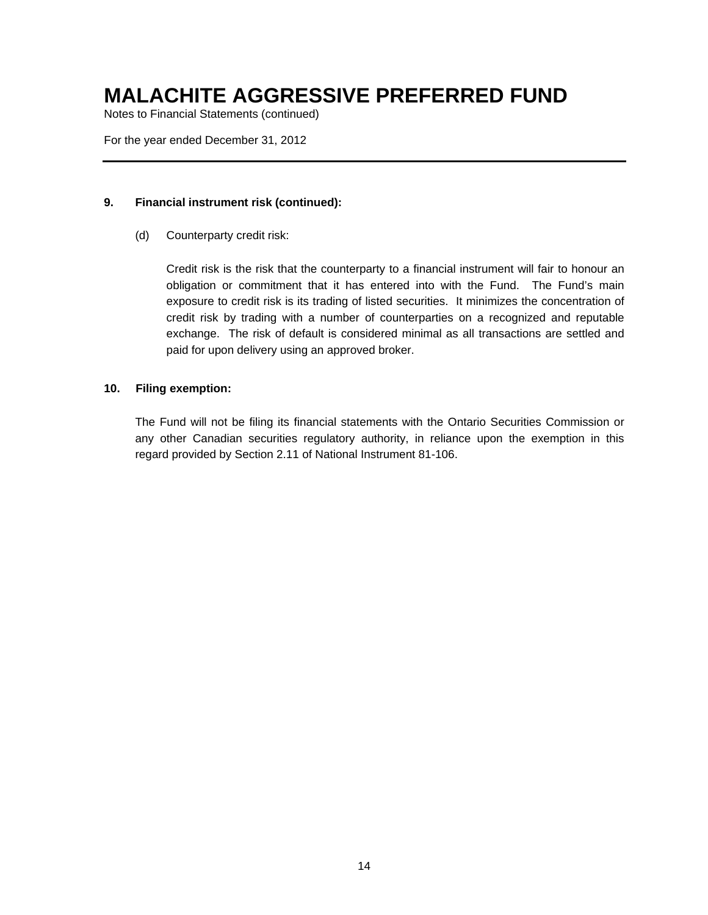# MALACHITE AGGRESSIVE PREFERRED FUND

Notes to Financial Statements (continued)

For the year ended December 31, 2012

**9. Financial instrument risk (continued):**

(d) Counterparty credit risk:

Credit risk is the risk that the counterparty to a financial instrument will fair to honour an obligation or commitment that it has entered into with the Fund. The Fund's main exposure to credit risk is its trading of listed securities. It minimizes the concentration of credit risk by trading with a number of counterparties on a recognized and reputable exchange. The risk of default is considered minimal as all transactions are settled and paid for upon delivery using an approved broker.

**10. Filing exemption:**

The Fund will not be filing its financial statements with the Ontario Securities Commission or any other Canadian securities regulatory authority, in reliance upon the exemption in this regard provided by Section 2.11 of National Instrument 81-106.